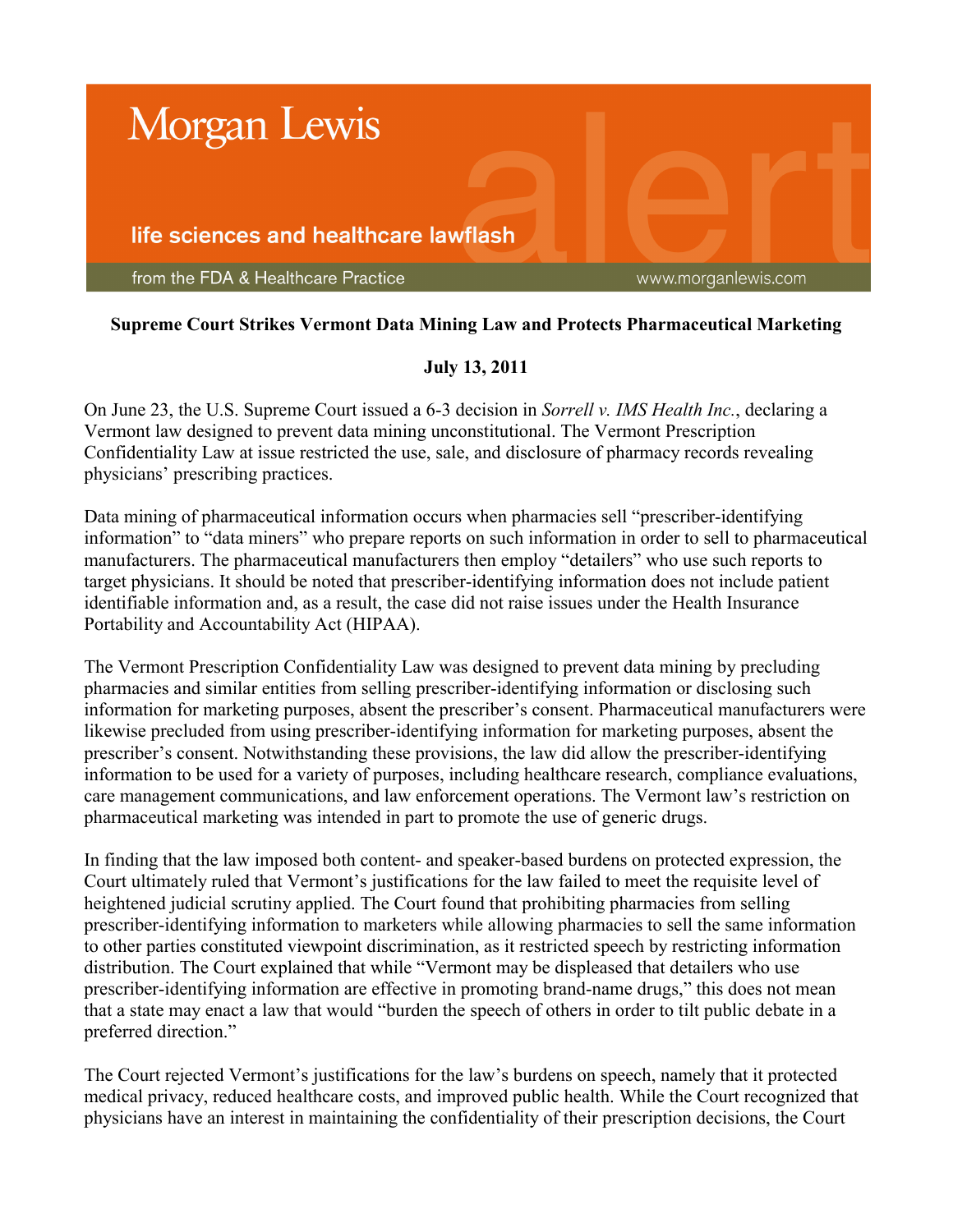# Supreme Court Strikes Vermont Data Mining Law and Protects Pharmaceutical Marketing

**July 13, 2011**

On June 23, the U.S. Supreme Court issued a 6-3 decision in *Sorrell v. IMS Health Inc.*, declaring a Vermont law designed to prevent data mining unconstitutional. The Vermont Prescription Confidentiality Law at issue restricted the use, sale, and disclosure of pharmacy records revealing physicians' prescribing practices.

Data mining of pharmaceutical information occurs when pharmacies sell "prescriber-identifying information" to "data miners" who prepare reports on such information in order to sell to pharmaceutical manufacturers. The pharmaceutical manufacturers then employ "detailers" who use such reports to target physicians. It should be noted that prescriber-identifying information does not include patient identifiable information and, as a result, the case did not raise issues under the Health Insurance Portability and Accountability Act (HIPAA).

The Vermont Prescription Confidentiality Law was designed to prevent data mining by precluding pharmacies and similar entities from selling prescriber-identifying information or disclosing such information for marketing purposes, absent the prescriber's consent. Pharmaceutical manufacturers were likewise precluded from using prescriber-identifying information for marketing purposes, absent the prescriber's consent. Notwithstanding these provisions, the law did allow the prescriber-identifying information to be used for a variety of purposes, including healthcare research, compliance evaluations, care management communications, and law enforcement operations. The Vermont law's restriction on pharmaceutical marketing was intended in part to promote the use of generic drugs.

In finding that the law imposed both content- and speaker-based burdens on protected expression, the Court ultimately ruled that Vermont's justifications for the law failed to meet the requisite level of heightened judicial scrutiny applied. The Court found that prohibiting pharmacies from selling prescriber-identifying information to marketers while allowing pharmacies to sell the same information to other parties constituted viewpoint discrimination, as it restricted speech by restricting information distribution. The Court explained that while "Vermont may be displeased that detailers who use prescriber-identifying information are effective in promoting brand-name drugs," this does not mean that a state may enact a law that would "burden the speech of others in order to tilt public debate in a preferred direction."

The Court rejected Vermont's justifications for the law's burdens on speech, namely that it protected medical privacy, reduced healthcare costs, and improved public health. While the Court recognized that physicians have an interest in maintaining the confidentiality of their prescription decisions, the Court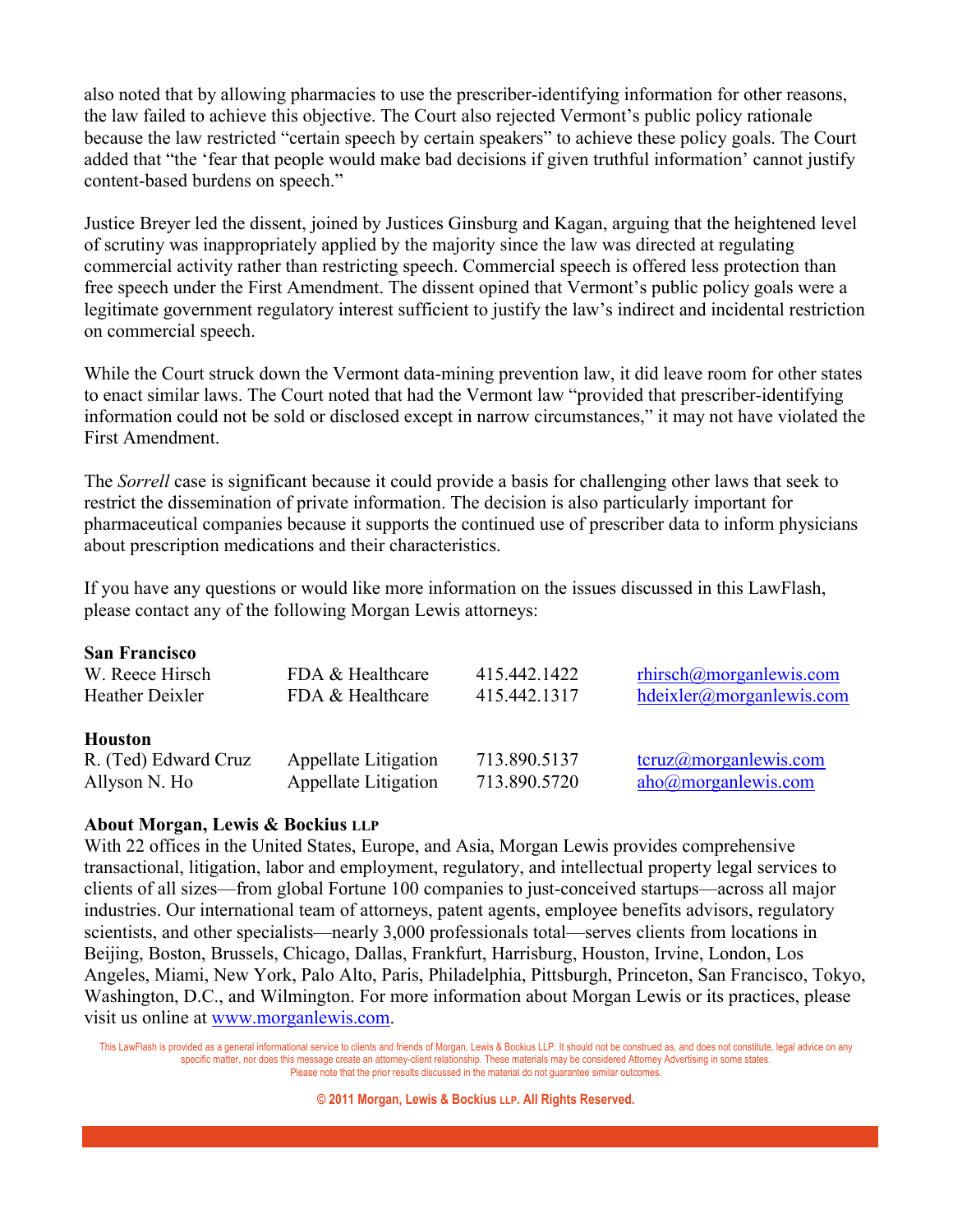also noted that by allowing pharmacies to use the prescriber-identifying information for other reasons, the law failed to achieve this objective. The Court also rejected Vermont's public policy rationale because the law restricted "certain speech by certain speakers" to achieve these policy goals. The Court added that "the 'fear that people would make bad decisions if given truthful information' cannot justify content-based burdens on speech."

Justice Breyer led the dissent, joined by Justices Ginsburg and Kagan, arguing that the heightened level of scrutiny was inappropriately applied by the majority since the law was directed at regulating commercial activity rather than restricting speech. Commercial speech is offered less protection than free speech under the First Amendment. The dissent opined that Vermont's public policy goals were a legitimate government regulatory interest sufficient to justify the law's indirect and incidental restriction on commercial speech.

While the Court struck down the Vermont data-mining prevention law, it did leave room for other states to enact similar laws. The Court noted that had the Vermont law "provided that prescriber-identifying information could not be sold or disclosed except in narrow circumstances," it may not have violated the First Amendment.

The *Sorrell* case is significant because it could provide a basis for challenging other laws that seek to restrict the dissemination of private information. The decision is also particularly important for pharmaceutical companies because it supports the continued use of prescriber data to inform physicians about prescription medications and their characteristics.

If you have any questions or would like more information on the issues discussed in this LawFlash, please contact any of the following Morgan Lewis attorneys:

| | | | |
|---|---|---|---|
| **San Francisco** | | | |
| W. Reece Hirsch | FDA & Healthcare | 415.442.1422 | rhirsch@morganlewis.com |
| Heather Deixler | FDA & Healthcare | 415.442.1317 | hdeixler@morganlewis.com |
| **Houston** | | | |
| R. (Ted) Edward Cruz | Appellate Litigation | 713.890.5137 | tcruz@morganlewis.com |
| Allyson N. Ho | Appellate Litigation | 713.890.5720 | aho@morganlewis.com |

**About Morgan, Lewis & Bockius LLP**

With 22 offices in the United States, Europe, and Asia, Morgan Lewis provides comprehensive transactional, litigation, labor and employment, regulatory, and intellectual property legal services to clients of all sizes—from global Fortune 100 companies to just-conceived startups—across all major industries. Our international team of attorneys, patent agents, employee benefits advisors, regulatory scientists, and other specialists—nearly 3,000 professionals total—serves clients from locations in Beijing, Boston, Brussels, Chicago, Dallas, Frankfurt, Harrisburg, Houston, Irvine, London, Los Angeles, Miami, New York, Palo Alto, Paris, Philadelphia, Pittsburgh, Princeton, San Francisco, Tokyo, Washington, D.C., and Wilmington. For more information about Morgan Lewis or its practices, please visit us online at www.morganlewis.com.

This LawFlash is provided as a general informational service to clients and friends of Morgan, Lewis & Bockius LLP. It should not be construed as, and does not constitute, legal advice on any specific matter, nor does this message create an attorney-client relationship. These materials may be considered Attorney Advertising in some states. Please note that the prior results discussed in the material do not guarantee similar outcomes.

**© 2011 Morgan, Lewis & Bockius LLP. All Rights Reserved.**